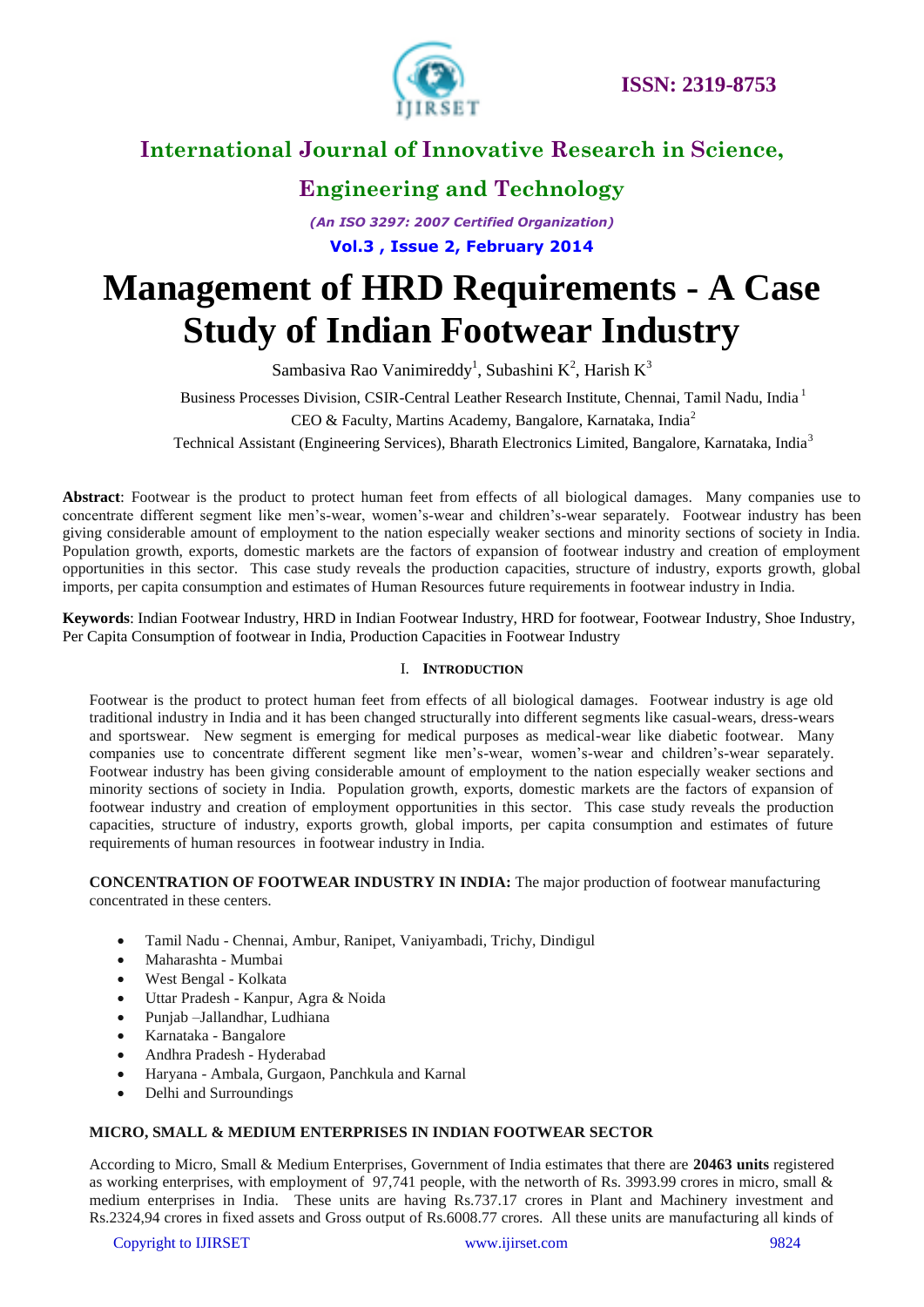# Management of HRD Requirements - A Case Study of Indian Footwear Industry

Sambasiva Rao Vanimireddy[1], Subashini K[2], Harish K[3]

Business Processes Division, CSIR-Central Leather Research Institute, Chennai, Tamil Nadu, India [1]

CEO & Faculty, Martins Academy, Bangalore, Karnataka, India[2]

Technical Assistant (Engineering Services), Bharath Electronics Limited, Bangalore, Karnataka, India[3]

**Abstract**: Footwear is the product to protect human feet from effects of all biological damages. Many companies use to concentrate different segment like men's-wear, women's-wear and children's-wear separately. Footwear industry has been giving considerable amount of employment to the nation especially weaker sections and minority sections of society in India. Population growth, exports, domestic markets are the factors of expansion of footwear industry and creation of employment opportunities in this sector. This case study reveals the production capacities, structure of industry, exports growth, global imports, per capita consumption and estimates of Human Resources future requirements in footwear industry in India.

**Keywords**: Indian Footwear Industry, HRD in Indian Footwear Industry, HRD for footwear, Footwear Industry, Shoe Industry, Per Capita Consumption of footwear in India, Production Capacities in Footwear Industry

## I. Introduction

Footwear is the product to protect human feet from effects of all biological damages. Footwear industry is age old traditional industry in India and it has been changed structurally into different segments like casual-wears, dress-wears and sportswear. New segment is emerging for medical purposes as medical-wear like diabetic footwear. Many companies use to concentrate different segment like men's-wear, women's-wear and children's-wear separately. Footwear industry has been giving considerable amount of employment to the nation especially weaker sections and minority sections of society in India. Population growth, exports, domestic markets are the factors of expansion of footwear industry and creation of employment opportunities in this sector. This case study reveals the production capacities, structure of industry, exports growth, global imports, per capita consumption and estimates of future requirements of human resources in footwear industry in India.

**CONCENTRATION OF FOOTWEAR INDUSTRY IN INDIA:** The major production of footwear manufacturing concentrated in these centers.

- Tamil Nadu - Chennai, Ambur, Ranipet, Vaniyambadi, Trichy, Dindigul
- Maharashta - Mumbai
- West Bengal - Kolkata
- Uttar Pradesh - Kanpur, Agra & Noida
- Punjab –Jallandhar, Ludhiana
- Karnataka - Bangalore
- Andhra Pradesh - Hyderabad
- Haryana - Ambala, Gurgaon, Panchkula and Karnal
- Delhi and Surroundings

**MICRO, SMALL & MEDIUM ENTERPRISES IN INDIAN FOOTWEAR SECTOR**

According to Micro, Small & Medium Enterprises, Government of India estimates that there are **20463 units** registered as working enterprises, with employment of 97,741 people, with the networth of Rs. 3993.99 crores in micro, small & medium enterprises in India. These units are having Rs.737.17 crores in Plant and Machinery investment and Rs.2324,94 crores in fixed assets and Gross output of Rs.6008.77 crores. All these units are manufacturing all kinds of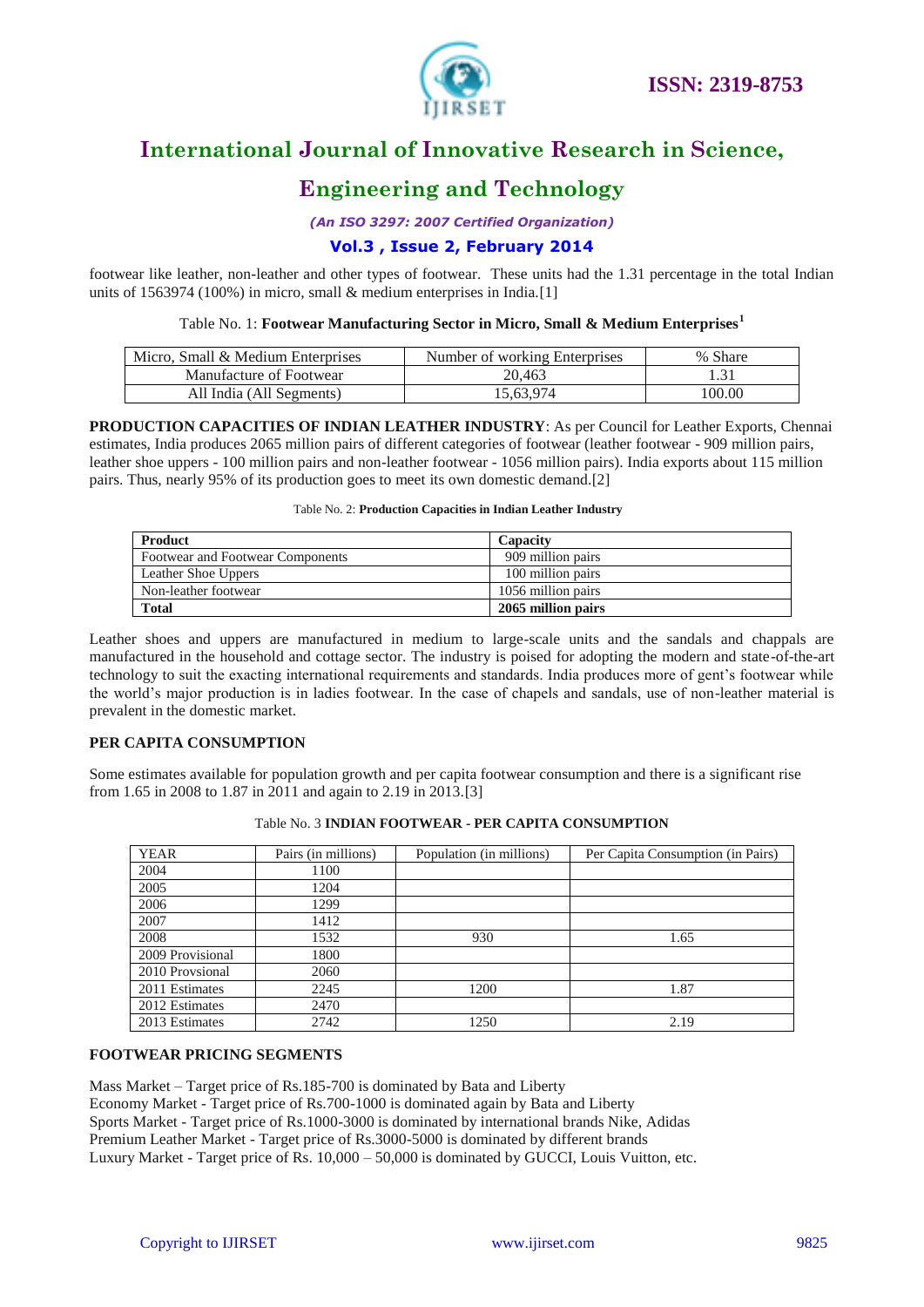footwear like leather, non-leather and other types of footwear. These units had the 1.31 percentage in the total Indian units of 1563974 (100%) in micro, small & medium enterprises in India.[1]

Table No. 1: **Footwear Manufacturing Sector in Micro, Small & Medium Enterprises[1]**

| Micro, Small & Medium Enterprises | Number of working Enterprises | % Share |
|---|---|---|
| Manufacture of Footwear | 20,463 | 1.31 |
| All India (All Segments) | 15,63,974 | 100.00 |

**PRODUCTION CAPACITIES OF INDIAN LEATHER INDUSTRY**: As per Council for Leather Exports, Chennai estimates, India produces 2065 million pairs of different categories of footwear (leather footwear - 909 million pairs, leather shoe uppers - 100 million pairs and non-leather footwear - 1056 million pairs). India exports about 115 million pairs. Thus, nearly 95% of its production goes to meet its own domestic demand.[2]

Table No. 2: **Production Capacities in Indian Leather Industry**

| Product | Capacity |
|---|---|
| Footwear and Footwear Components | 909 million pairs |
| Leather Shoe Uppers | 100 million pairs |
| Non-leather footwear | 1056 million pairs |
| **Total** | **2065 million pairs** |

Leather shoes and uppers are manufactured in medium to large-scale units and the sandals and chappals are manufactured in the household and cottage sector. The industry is poised for adopting the modern and state-of-the-art technology to suit the exacting international requirements and standards. India produces more of gent's footwear while the world's major production is in ladies footwear. In the case of chapels and sandals, use of non-leather material is prevalent in the domestic market.

## PER CAPITA CONSUMPTION

Some estimates available for population growth and per capita footwear consumption and there is a significant rise from 1.65 in 2008 to 1.87 in 2011 and again to 2.19 in 2013.[3]

Table No. 3 **INDIAN FOOTWEAR - PER CAPITA CONSUMPTION**

| YEAR | Pairs (in millions) | Population (in millions) | Per Capita Consumption (in Pairs) |
|---|---|---|---|
| 2004 | 1100 | | |
| 2005 | 1204 | | |
| 2006 | 1299 | | |
| 2007 | 1412 | | |
| 2008 | 1532 | 930 | 1.65 |
| 2009 Provisional | 1800 | | |
| 2010 Provsional | 2060 | | |
| 2011 Estimates | 2245 | 1200 | 1.87 |
| 2012 Estimates | 2470 | | |
| 2013 Estimates | 2742 | 1250 | 2.19 |

## FOOTWEAR PRICING SEGMENTS

Mass Market – Target price of Rs.185-700 is dominated by Bata and Liberty
Economy Market - Target price of Rs.700-1000 is dominated again by Bata and Liberty
Sports Market - Target price of Rs.1000-3000 is dominated by international brands Nike, Adidas
Premium Leather Market - Target price of Rs.3000-5000 is dominated by different brands
Luxury Market - Target price of Rs. 10,000 – 50,000 is dominated by GUCCI, Louis Vuitton, etc.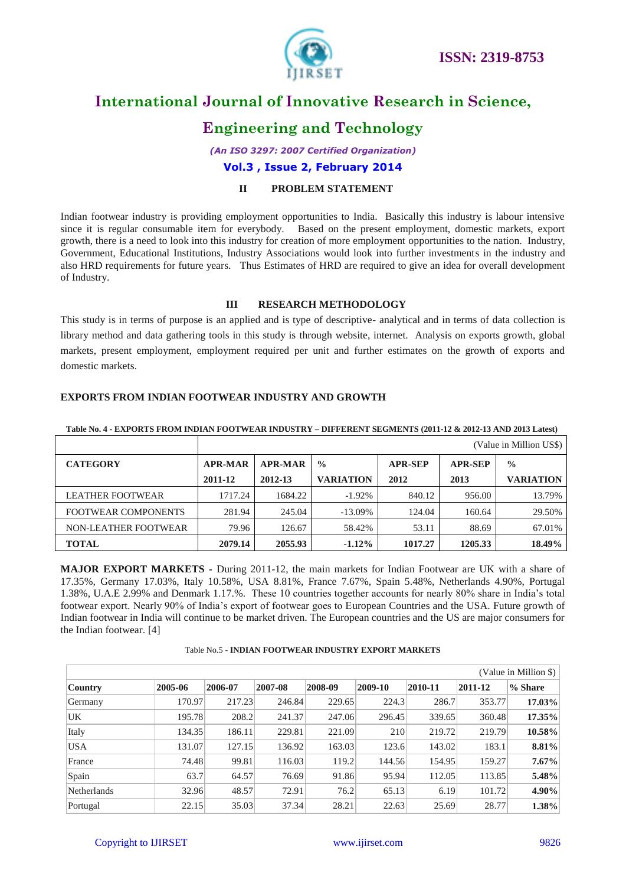## II PROBLEM STATEMENT

Indian footwear industry is providing employment opportunities to India. Basically this industry is labour intensive since it is regular consumable item for everybody. Based on the present employment, domestic markets, export growth, there is a need to look into this industry for creation of more employment opportunities to the nation. Industry, Government, Educational Institutions, Industry Associations would look into further investments in the industry and also HRD requirements for future years. Thus Estimates of HRD are required to give an idea for overall development of Industry.

## III RESEARCH METHODOLOGY

This study is in terms of purpose is an applied and is type of descriptive- analytical and in terms of data collection is library method and data gathering tools in this study is through website, internet. Analysis on exports growth, global markets, present employment, employment required per unit and further estimates on the growth of exports and domestic markets.

### EXPORTS FROM INDIAN FOOTWEAR INDUSTRY AND GROWTH

**Table No. 4 - EXPORTS FROM INDIAN FOOTWEAR INDUSTRY – DIFFERENT SEGMENTS (2011-12 & 2012-13 AND 2013 Latest)**

| | (Value in Million US$) | | | | | |
|---|---|---|---|---|---|---|
| **CATEGORY** | **APR-MAR 2011-12** | **APR-MAR 2012-13** | **% VARIATION** | **APR-SEP 2012** | **APR-SEP 2013** | **% VARIATION** |
| LEATHER FOOTWEAR | 1717.24 | 1684.22 | -1.92% | 840.12 | 956.00 | 13.79% |
| FOOTWEAR COMPONENTS | 281.94 | 245.04 | -13.09% | 124.04 | 160.64 | 29.50% |
| NON-LEATHER FOOTWEAR | 79.96 | 126.67 | 58.42% | 53.11 | 88.69 | 67.01% |
| **TOTAL** | **2079.14** | **2055.93** | **-1.12%** | **1017.27** | **1205.33** | **18.49%** |

**MAJOR EXPORT MARKETS -** During 2011-12, the main markets for Indian Footwear are UK with a share of 17.35%, Germany 17.03%, Italy 10.58%, USA 8.81%, France 7.67%, Spain 5.48%, Netherlands 4.90%, Portugal 1.38%, U.A.E 2.99% and Denmark 1.17.%. These 10 countries together accounts for nearly 80% share in India's total footwear export. Nearly 90% of India's export of footwear goes to European Countries and the USA. Future growth of Indian footwear in India will continue to be market driven. The European countries and the US are major consumers for the Indian footwear. [4]

Table No.5 - **INDIAN FOOTWEAR INDUSTRY EXPORT MARKETS**

| | | | | | | | | (Value in Million $) |
|---|---|---|---|---|---|---|---|---|
| **Country** | **2005-06** | **2006-07** | **2007-08** | **2008-09** | **2009-10** | **2010-11** | **2011-12** | **% Share** |
| Germany | 170.97 | 217.23 | 246.84 | 229.65 | 224.3 | 286.7 | 353.77 | **17.03%** |
| UK | 195.78 | 208.2 | 241.37 | 247.06 | 296.45 | 339.65 | 360.48 | **17.35%** |
| Italy | 134.35 | 186.11 | 229.81 | 221.09 | 210 | 219.72 | 219.79 | **10.58%** |
| USA | 131.07 | 127.15 | 136.92 | 163.03 | 123.6 | 143.02 | 183.1 | **8.81%** |
| France | 74.48 | 99.81 | 116.03 | 119.2 | 144.56 | 154.95 | 159.27 | **7.67%** |
| Spain | 63.7 | 64.57 | 76.69 | 91.86 | 95.94 | 112.05 | 113.85 | **5.48%** |
| Netherlands | 32.96 | 48.57 | 72.91 | 76.2 | 65.13 | 6.19 | 101.72 | **4.90%** |
| Portugal | 22.15 | 35.03 | 37.34 | 28.21 | 22.63 | 25.69 | 28.77 | **1.38%** |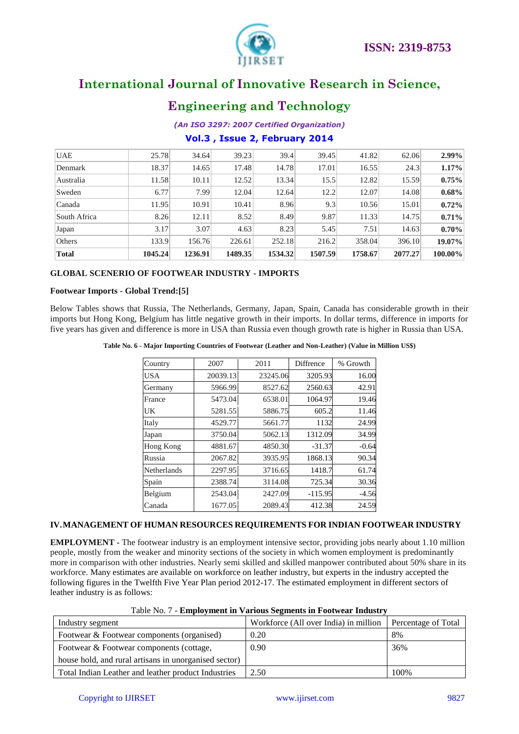| UAE | 25.78 | 34.64 | 39.23 | 39.4 | 39.45 | 41.82 | 62.06 | **2.99%** |
|---|---|---|---|---|---|---|---|---|
| Denmark | 18.37 | 14.65 | 17.48 | 14.78 | 17.01 | 16.55 | 24.3 | **1.17%** |
| Australia | 11.58 | 10.11 | 12.52 | 13.34 | 15.5 | 12.82 | 15.59 | **0.75%** |
| Sweden | 6.77 | 7.99 | 12.04 | 12.64 | 12.2 | 12.07 | 14.08 | **0.68%** |
| Canada | 11.95 | 10.91 | 10.41 | 8.96 | 9.3 | 10.56 | 15.01 | **0.72%** |
| South Africa | 8.26 | 12.11 | 8.52 | 8.49 | 9.87 | 11.33 | 14.75 | **0.71%** |
| Japan | 3.17 | 3.07 | 4.63 | 8.23 | 5.45 | 7.51 | 14.63 | **0.70%** |
| Others | 133.9 | 156.76 | 226.61 | 252.18 | 216.2 | 358.04 | 396.10 | **19.07%** |
| **Total** | **1045.24** | **1236.91** | **1489.35** | **1534.32** | **1507.59** | **1758.67** | **2077.27** | **100.00%** |

**GLOBAL SCENERIO OF FOOTWEAR INDUSTRY - IMPORTS**

**Footwear Imports - Global Trend:[5]**

Below Tables shows that Russia, The Netherlands, Germany, Japan, Spain, Canada has considerable growth in their imports but Hong Kong, Belgium has little negative growth in their imports. In dollar terms, difference in imports for five years has given and difference is more in USA than Russia even though growth rate is higher in Russia than USA.

**Table No. 6 - Major Importing Countries of Footwear (Leather and Non-Leather) (Value in Million US$)**

| Country | 2007 | 2011 | Diffrence | % Growth |
|---|---|---|---|---|
| USA | 20039.13 | 23245.06 | 3205.93 | 16.00 |
| Germany | 5966.99 | 8527.62 | 2560.63 | 42.91 |
| France | 5473.04 | 6538.01 | 1064.97 | 19.46 |
| UK | 5281.55 | 5886.75 | 605.2 | 11.46 |
| Italy | 4529.77 | 5661.77 | 1132 | 24.99 |
| Japan | 3750.04 | 5062.13 | 1312.09 | 34.99 |
| Hong Kong | 4881.67 | 4850.30 | -31.37 | -0.64 |
| Russia | 2067.82 | 3935.95 | 1868.13 | 90.34 |
| Netherlands | 2297.95 | 3716.65 | 1418.7 | 61.74 |
| Spain | 2388.74 | 3114.08 | 725.34 | 30.36 |
| Belgium | 2543.04 | 2427.09 | -115.95 | -4.56 |
| Canada | 1677.05 | 2089.43 | 412.38 | 24.59 |

## IV. MANAGEMENT OF HUMAN RESOURCES REQUIREMENTS FOR INDIAN FOOTWEAR INDUSTRY

**EMPLOYMENT -** The footwear industry is an employment intensive sector, providing jobs nearly about 1.10 million people, mostly from the weaker and minority sections of the society in which women employment is predominantly more in comparison with other industries. Nearly semi skilled and skilled manpower contributed about 50% share in its workforce. Many estimates are available on workforce on leather industry, but experts in the industry accepted the following figures in the Twelfth Five Year Plan period 2012-17. The estimated employment in different sectors of leather industry is as follows:

Table No. 7 - **Employment in Various Segments in Footwear Industry**

| Industry segment | Workforce (All over India) in million | Percentage of Total |
|---|---|---|
| Footwear & Footwear components (organised) | 0.20 | 8% |
| Footwear & Footwear components (cottage, house hold, and rural artisans in unorganised sector) | 0.90 | 36% |
| Total Indian Leather and leather product Industries | 2.50 | 100% |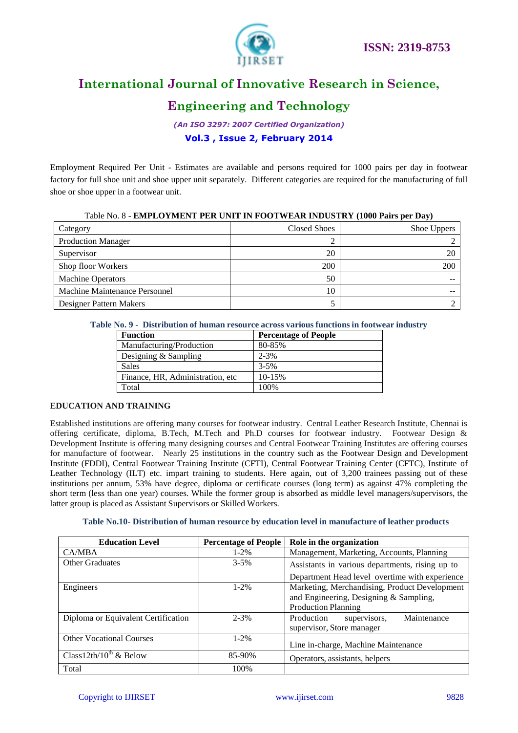Employment Required Per Unit - Estimates are available and persons required for 1000 pairs per day in footwear factory for full shoe unit and shoe upper unit separately. Different categories are required for the manufacturing of full shoe or shoe upper in a footwear unit.

Table No. 8 - **EMPLOYMENT PER UNIT IN FOOTWEAR INDUSTRY (1000 Pairs per Day)**

| Category | Closed Shoes | Shoe Uppers |
|---|---|---|
| Production Manager | 2 | 2 |
| Supervisor | 20 | 20 |
| Shop floor Workers | 200 | 200 |
| Machine Operators | 50 | -- |
| Machine Maintenance Personnel | 10 | -- |
| Designer Pattern Makers | 5 | 2 |

**Table No. 9 - Distribution of human resource across various functions in footwear industry**

| Function | Percentage of People |
|---|---|
| Manufacturing/Production | 80-85% |
| Designing & Sampling | 2-3% |
| Sales | 3-5% |
| Finance, HR, Administration, etc | 10-15% |
| Total | 100% |

## EDUCATION AND TRAINING

Established institutions are offering many courses for footwear industry. Central Leather Research Institute, Chennai is offering certificate, diploma, B.Tech, M.Tech and Ph.D courses for footwear industry. Footwear Design & Development Institute is offering many designing courses and Central Footwear Training Institutes are offering courses for manufacture of footwear. Nearly 25 institutions in the country such as the Footwear Design and Development Institute (FDDI), Central Footwear Training Institute (CFTI), Central Footwear Training Center (CFTC), Institute of Leather Technology (ILT) etc. impart training to students. Here again, out of 3,200 trainees passing out of these institutions per annum, 53% have degree, diploma or certificate courses (long term) as against 47% completing the short term (less than one year) courses. While the former group is absorbed as middle level managers/supervisors, the latter group is placed as Assistant Supervisors or Skilled Workers.

**Table No.10- Distribution of human resource by education level in manufacture of leather products**

| Education Level | Percentage of People | Role in the organization |
|---|---|---|
| CA/MBA | 1-2% | Management, Marketing, Accounts, Planning |
| Other Graduates | 3-5% | Assistants in various departments, rising up to Department Head level overtime with experience |
| Engineers | 1-2% | Marketing, Merchandising, Product Development and Engineering, Designing & Sampling, Production Planning |
| Diploma or Equivalent Certification | 2-3% | Production supervisors, Maintenance supervisor, Store manager |
| Other Vocational Courses | 1-2% | Line in-charge, Machine Maintenance |
| Class12th/10th & Below | 85-90% | Operators, assistants, helpers |
| Total | 100% | |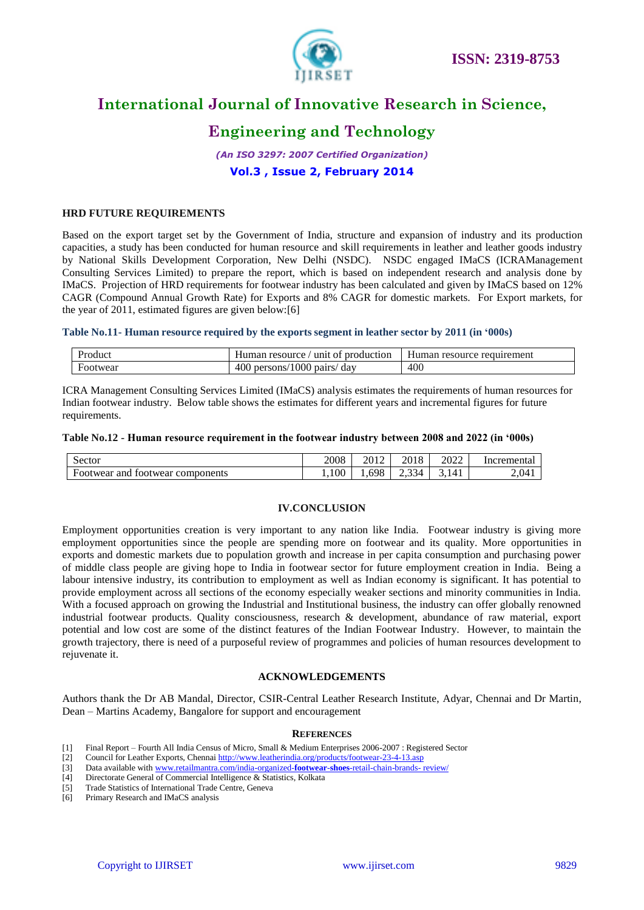### HRD FUTURE REQUIREMENTS

Based on the export target set by the Government of India, structure and expansion of industry and its production capacities, a study has been conducted for human resource and skill requirements in leather and leather goods industry by National Skills Development Corporation, New Delhi (NSDC). NSDC engaged IMaCS (ICRAManagement Consulting Services Limited) to prepare the report, which is based on independent research and analysis done by IMaCS. Projection of HRD requirements for footwear industry has been calculated and given by IMaCS based on 12% CAGR (Compound Annual Growth Rate) for Exports and 8% CAGR for domestic markets. For Export markets, for the year of 2011, estimated figures are given below:[6]

**Table No.11- Human resource required by the exports segment in leather sector by 2011 (in '000s)**

| Product | Human resource / unit of production | Human resource requirement |
|---|---|---|
| Footwear | 400 persons/1000 pairs/ day | 400 |

ICRA Management Consulting Services Limited (IMaCS) analysis estimates the requirements of human resources for Indian footwear industry. Below table shows the estimates for different years and incremental figures for future requirements.

**Table No.12 - Human resource requirement in the footwear industry between 2008 and 2022 (in '000s)**

| Sector | 2008 | 2012 | 2018 | 2022 | Incremental |
|---|---|---|---|---|---|
| Footwear and footwear components | 1,100 | 1,698 | 2,334 | 3,141 | 2,041 |

## IV.CONCLUSION

Employment opportunities creation is very important to any nation like India. Footwear industry is giving more employment opportunities since the people are spending more on footwear and its quality. More opportunities in exports and domestic markets due to population growth and increase in per capita consumption and purchasing power of middle class people are giving hope to India in footwear sector for future employment creation in India. Being a labour intensive industry, its contribution to employment as well as Indian economy is significant. It has potential to provide employment across all sections of the economy especially weaker sections and minority communities in India. With a focused approach on growing the Industrial and Institutional business, the industry can offer globally renowned industrial footwear products. Quality consciousness, research & development, abundance of raw material, export potential and low cost are some of the distinct features of the Indian Footwear Industry. However, to maintain the growth trajectory, there is need of a purposeful review of programmes and policies of human resources development to rejuvenate it.

## ACKNOWLEDGEMENTS

Authors thank the Dr AB Mandal, Director, CSIR-Central Leather Research Institute, Adyar, Chennai and Dr Martin, Dean – Martins Academy, Bangalore for support and encouragement

## REFERENCES

[1] Final Report – Fourth All India Census of Micro, Small & Medium Enterprises 2006-2007 : Registered Sector
[2] Council for Leather Exports, Chennai http://www.leatherindia.org/products/footwear-23-4-13.asp
[3] Data available with www.retailmantra.com/india-organized-**footwear-shoes**-retail-chain-brands- review/
[4] Directorate General of Commercial Intelligence & Statistics, Kolkata
[5] Trade Statistics of International Trade Centre, Geneva
[6] Primary Research and IMaCS analysis